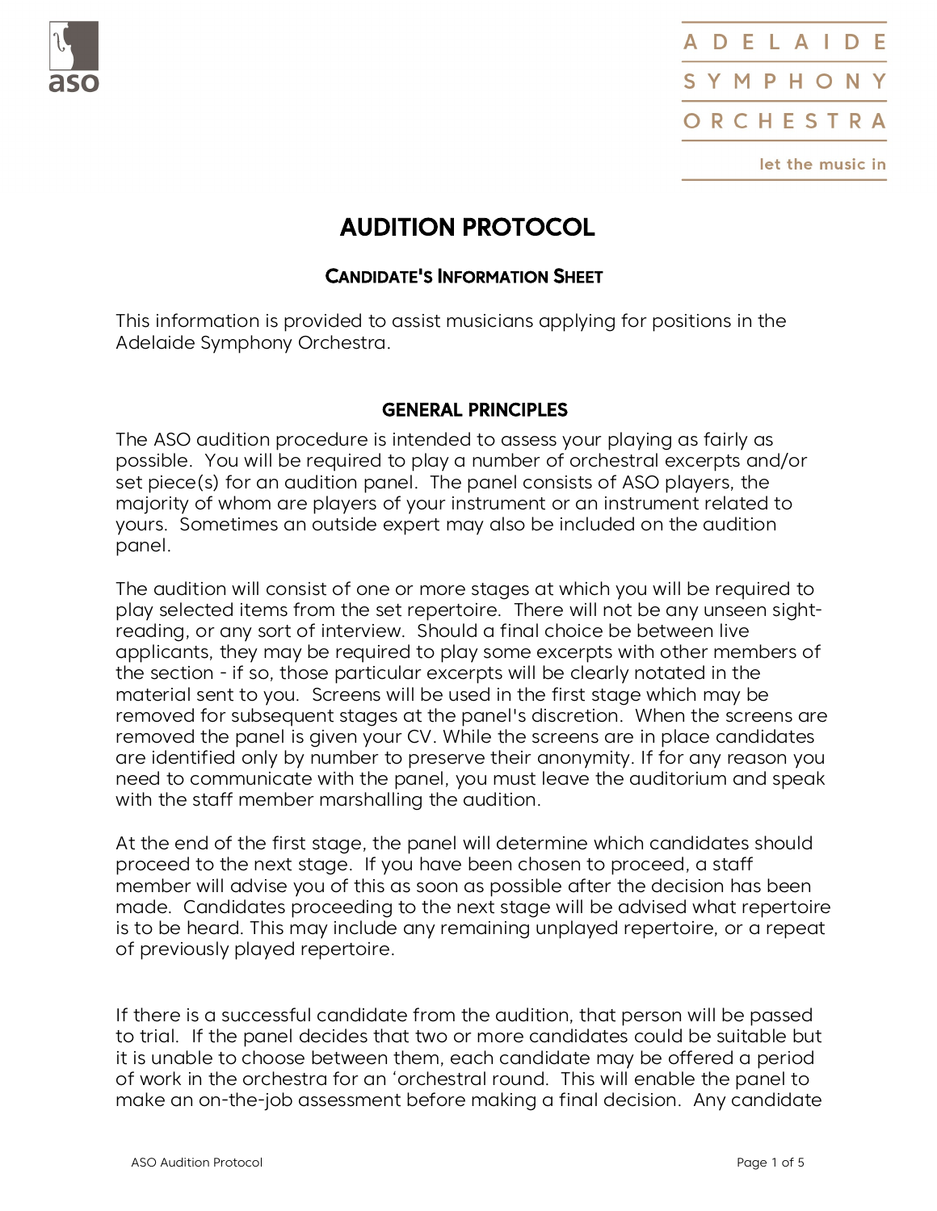ADELAIDE SYMPHONY ORCHESTRA

let the music in

# AUDITION PROTOCOL

## CANDIDATE'S INFORMATION SHEET

This information is provided to assist musicians applying for positions in the Adelaide Symphony Orchestra.

## GENERAL PRINCIPLES

The ASO audition procedure is intended to assess your playing as fairly as possible. You will be required to play a number of orchestral excerpts and/or set piece(s) for an audition panel. The panel consists of ASO players, the majority of whom are players of your instrument or an instrument related to yours. Sometimes an outside expert may also be included on the audition panel.

The audition will consist of one or more stages at which you will be required to play selected items from the set repertoire. There will not be any unseen sight-reading, or any sort of interview. Should a final choice be between live applicants, they may be required to play some excerpts with other members of the section - if so, those particular excerpts will be clearly notated in the material sent to you. Screens will be used in the first stage which may be removed for subsequent stages at the panel's discretion. When the screens are removed the panel is given your CV. While the screens are in place candidates are identified only by number to preserve their anonymity. If for any reason you need to communicate with the panel, you must leave the auditorium and speak with the staff member marshalling the audition.

At the end of the first stage, the panel will determine which candidates should proceed to the next stage. If you have been chosen to proceed, a staff member will advise you of this as soon as possible after the decision has been made. Candidates proceeding to the next stage will be advised what repertoire is to be heard. This may include any remaining unplayed repertoire, or a repeat of previously played repertoire.

If there is a successful candidate from the audition, that person will be passed to trial. If the panel decides that two or more candidates could be suitable but it is unable to choose between them, each candidate may be offered a period of work in the orchestra for an 'orchestral round. This will enable the panel to make an on-the-job assessment before making a final decision. Any candidate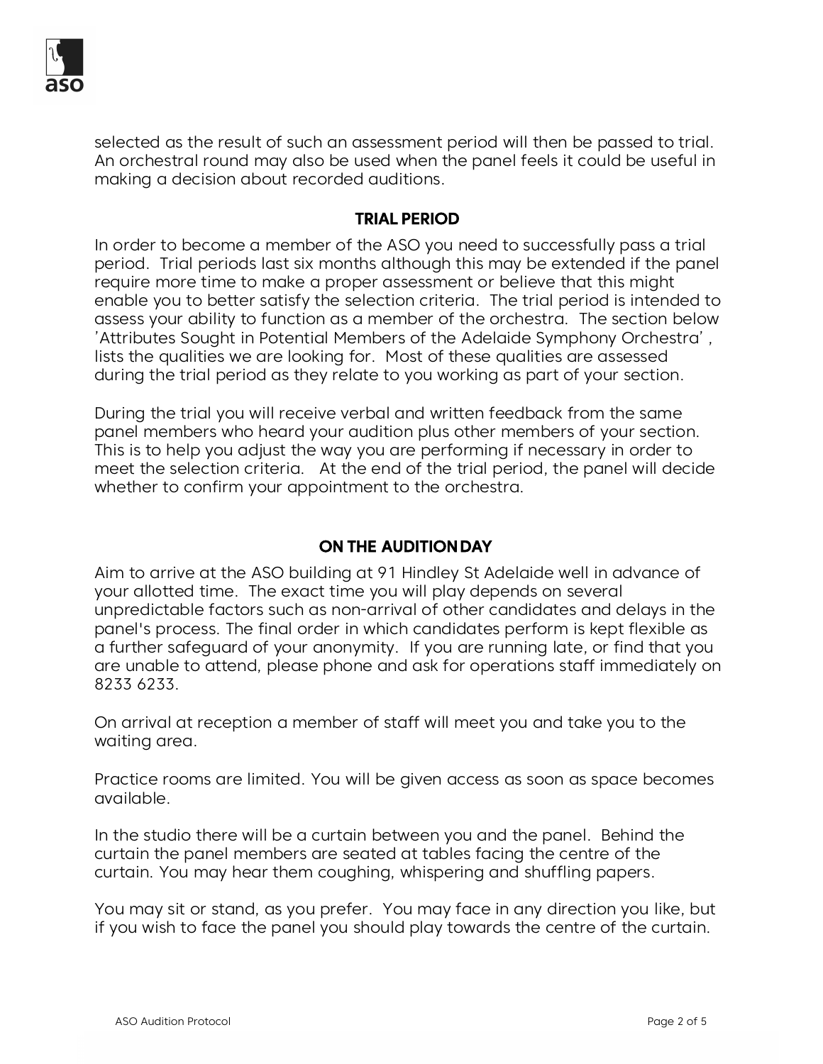selected as the result of such an assessment period will then be passed to trial. An orchestral round may also be used when the panel feels it could be useful in making a decision about recorded auditions.

## TRIAL PERIOD

In order to become a member of the ASO you need to successfully pass a trial period. Trial periods last six months although this may be extended if the panel require more time to make a proper assessment or believe that this might enable you to better satisfy the selection criteria. The trial period is intended to assess your ability to function as a member of the orchestra. The section below 'Attributes Sought in Potential Members of the Adelaide Symphony Orchestra', lists the qualities we are looking for. Most of these qualities are assessed during the trial period as they relate to you working as part of your section.

During the trial you will receive verbal and written feedback from the same panel members who heard your audition plus other members of your section. This is to help you adjust the way you are performing if necessary in order to meet the selection criteria. At the end of the trial period, the panel will decide whether to confirm your appointment to the orchestra.

## ON THE AUDITION DAY

Aim to arrive at the ASO building at 91 Hindley St Adelaide well in advance of your allotted time. The exact time you will play depends on several unpredictable factors such as non-arrival of other candidates and delays in the panel's process. The final order in which candidates perform is kept flexible as a further safeguard of your anonymity. If you are running late, or find that you are unable to attend, please phone and ask for operations staff immediately on 8233 6233.

On arrival at reception a member of staff will meet you and take you to the waiting area.

Practice rooms are limited. You will be given access as soon as space becomes available.

In the studio there will be a curtain between you and the panel. Behind the curtain the panel members are seated at tables facing the centre of the curtain. You may hear them coughing, whispering and shuffling papers.

You may sit or stand, as you prefer. You may face in any direction you like, but if you wish to face the panel you should play towards the centre of the curtain.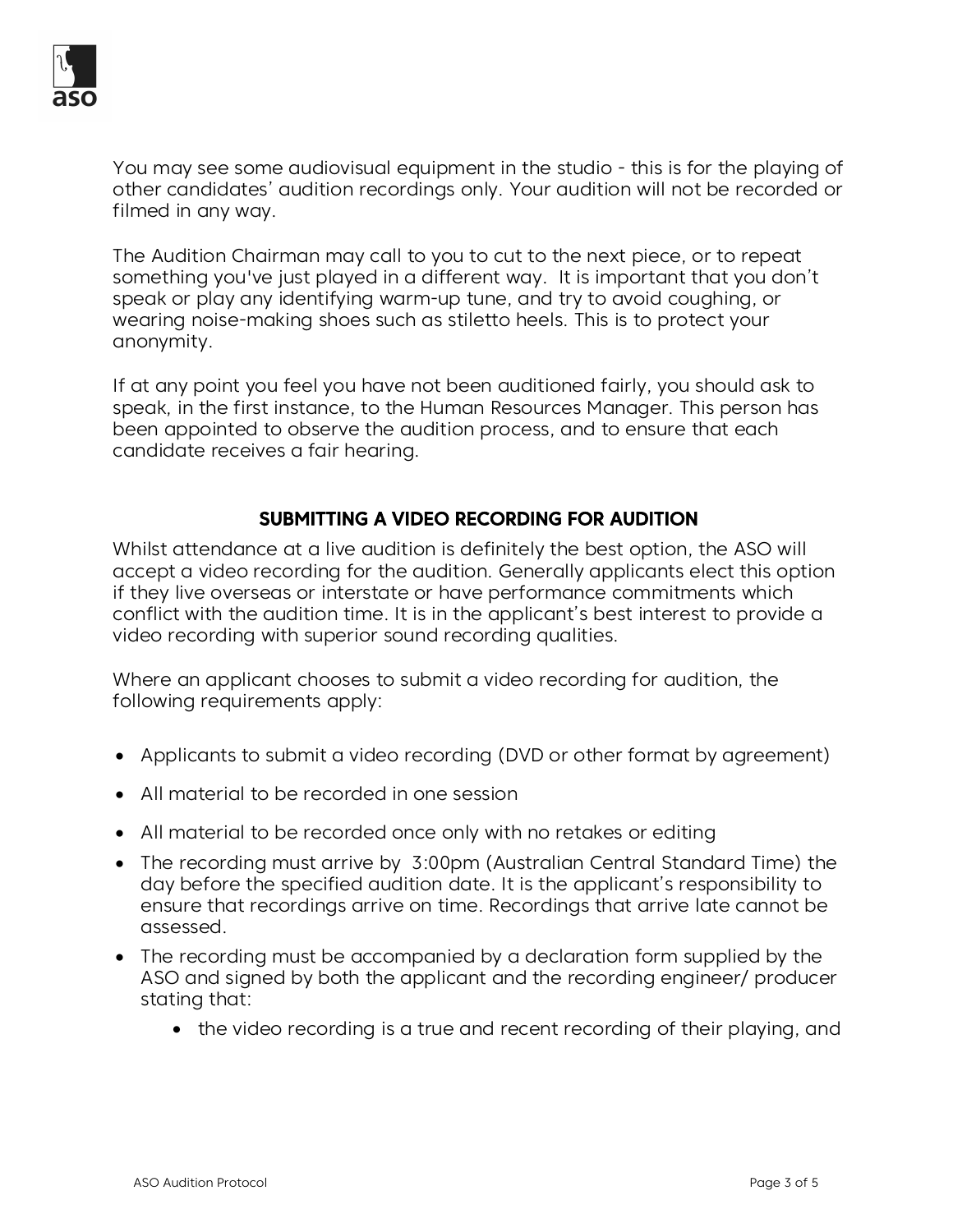You may see some audiovisual equipment in the studio - this is for the playing of other candidates' audition recordings only. Your audition will not be recorded or filmed in any way.

The Audition Chairman may call to you to cut to the next piece, or to repeat something you've just played in a different way. It is important that you don't speak or play any identifying warm-up tune, and try to avoid coughing, or wearing noise-making shoes such as stiletto heels. This is to protect your anonymity.

If at any point you feel you have not been auditioned fairly, you should ask to speak, in the first instance, to the Human Resources Manager. This person has been appointed to observe the audition process, and to ensure that each candidate receives a fair hearing.

## SUBMITTING A VIDEO RECORDING FOR AUDITION

Whilst attendance at a live audition is definitely the best option, the ASO will accept a video recording for the audition. Generally applicants elect this option if they live overseas or interstate or have performance commitments which conflict with the audition time. It is in the applicant's best interest to provide a video recording with superior sound recording qualities.

Where an applicant chooses to submit a video recording for audition, the following requirements apply:

- Applicants to submit a video recording (DVD or other format by agreement)
- All material to be recorded in one session
- All material to be recorded once only with no retakes or editing
- The recording must arrive by 3:00pm (Australian Central Standard Time) the day before the specified audition date. It is the applicant's responsibility to ensure that recordings arrive on time. Recordings that arrive late cannot be assessed.
- The recording must be accompanied by a declaration form supplied by the ASO and signed by both the applicant and the recording engineer/ producer stating that:
    - the video recording is a true and recent recording of their playing, and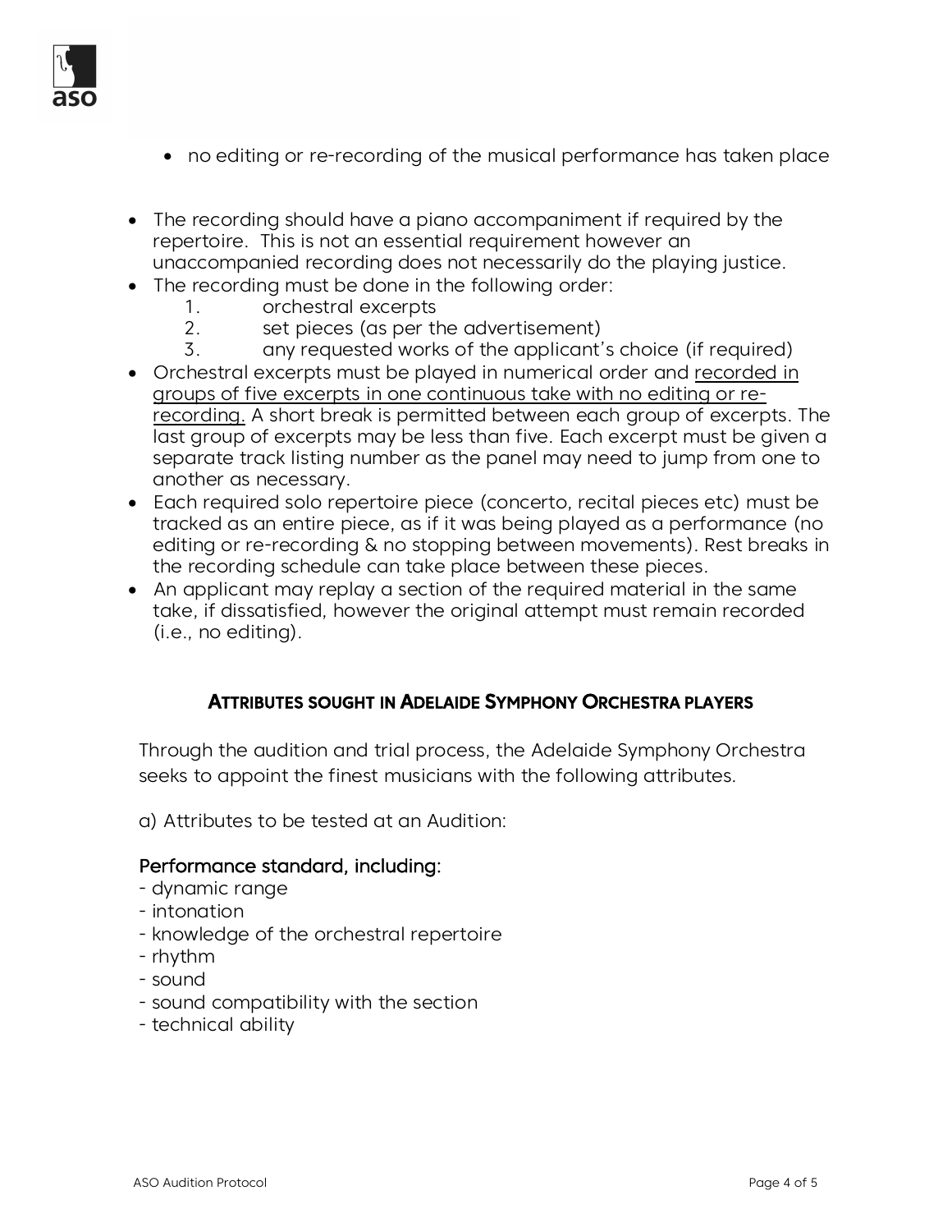- no editing or re-recording of the musical performance has taken place

- The recording should have a piano accompaniment if required by the repertoire. This is not an essential requirement however an unaccompanied recording does not necessarily do the playing justice.
- The recording must be done in the following order:
    1. orchestral excerpts
    2. set pieces (as per the advertisement)
    3. any requested works of the applicant's choice (if required)
- Orchestral excerpts must be played in numerical order and <u>recorded in groups of five excerpts in one continuous take with no editing or re-recording.</u> A short break is permitted between each group of excerpts. The last group of excerpts may be less than five. Each excerpt must be given a separate track listing number as the panel may need to jump from one to another as necessary.
- Each required solo repertoire piece (concerto, recital pieces etc) must be tracked as an entire piece, as if it was being played as a performance (no editing or re-recording & no stopping between movements). Rest breaks in the recording schedule can take place between these pieces.
- An applicant may replay a section of the required material in the same take, if dissatisfied, however the original attempt must remain recorded (i.e., no editing).

## ATTRIBUTES SOUGHT IN ADELAIDE SYMPHONY ORCHESTRA PLAYERS

Through the audition and trial process, the Adelaide Symphony Orchestra seeks to appoint the finest musicians with the following attributes.

a) Attributes to be tested at an Audition:

Performance standard, including:

- dynamic range
- intonation
- knowledge of the orchestral repertoire
- rhythm
- sound
- sound compatibility with the section
- technical ability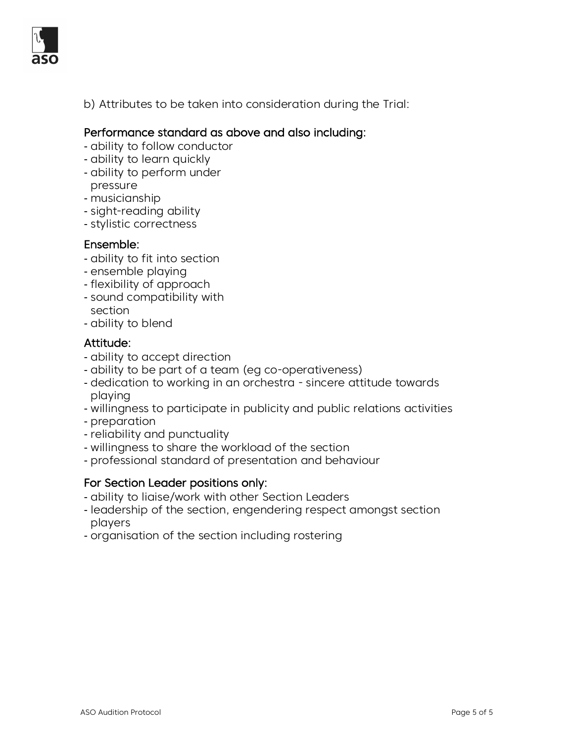b) Attributes to be taken into consideration during the Trial:

**Performance standard as above and also including:**

- ability to follow conductor
- ability to learn quickly
- ability to perform under pressure
- musicianship
- sight-reading ability
- stylistic correctness

**Ensemble:**

- ability to fit into section
- ensemble playing
- flexibility of approach
- sound compatibility with section
- ability to blend

**Attitude:**

- ability to accept direction
- ability to be part of a team (eg co-operativeness)
- dedication to working in an orchestra - sincere attitude towards playing
- willingness to participate in publicity and public relations activities
- preparation
- reliability and punctuality
- willingness to share the workload of the section
- professional standard of presentation and behaviour

**For Section Leader positions only:**

- ability to liaise/work with other Section Leaders
- leadership of the section, engendering respect amongst section players
- organisation of the section including rostering